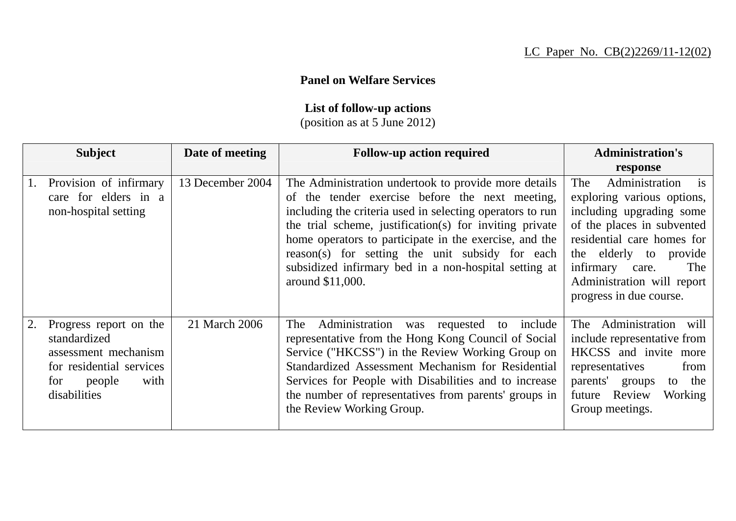LC Paper No. CB(2)2269/11-12(02)

**Panel on Welfare Services**

**List of follow-up actions**
(position as at 5 June 2012)

| Subject | Date of meeting | Follow-up action required | Administration's response |
|---|---|---|---|
| 1. Provision of infirmary care for elders in a non-hospital setting | 13 December 2004 | The Administration undertook to provide more details of the tender exercise before the next meeting, including the criteria used in selecting operators to run the trial scheme, justification(s) for inviting private home operators to participate in the exercise, and the reason(s) for setting the unit subsidy for each subsidized infirmary bed in a non-hospital setting at around $11,000. | The Administration is exploring various options, including upgrading some of the places in subvented residential care homes for the elderly to provide infirmary care. The Administration will report progress in due course. |
| 2. Progress report on the standardized assessment mechanism for residential services for people with disabilities | 21 March 2006 | The Administration was requested to include representative from the Hong Kong Council of Social Service ("HKCSS") in the Review Working Group on Standardized Assessment Mechanism for Residential Services for People with Disabilities and to increase the number of representatives from parents' groups in the Review Working Group. | The Administration will include representative from HKCSS and invite more representatives from parents' groups to the future Review Working Group meetings. |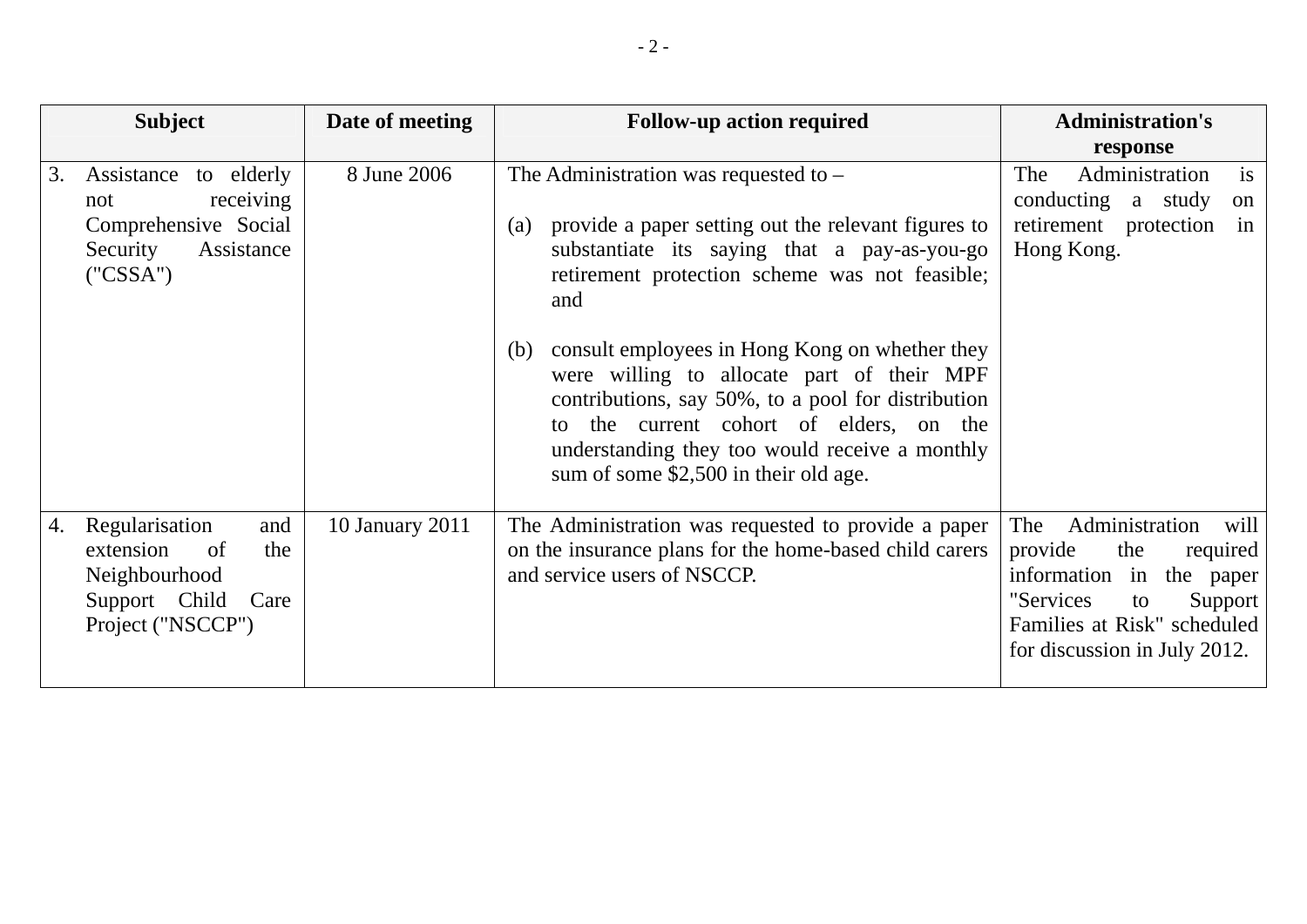| Subject | Date of meeting | Follow-up action required | Administration's response |
|---|---|---|---|
| 3. Assistance to elderly not receiving Comprehensive Social Security Assistance ("CSSA") | 8 June 2006 | The Administration was requested to –<br><br>(a) provide a paper setting out the relevant figures to substantiate its saying that a pay-as-you-go retirement protection scheme was not feasible; and<br><br>(b) consult employees in Hong Kong on whether they were willing to allocate part of their MPF contributions, say 50%, to a pool for distribution to the current cohort of elders, on the understanding they too would receive a monthly sum of some $2,500 in their old age. | The Administration is conducting a study on retirement protection in Hong Kong. |
| 4. Regularisation and extension of the Neighbourhood Support Child Care Project ("NSCCP") | 10 January 2011 | The Administration was requested to provide a paper on the insurance plans for the home-based child carers and service users of NSCCP. | The Administration will provide the required information in the paper "Services to Support Families at Risk" scheduled for discussion in July 2012. |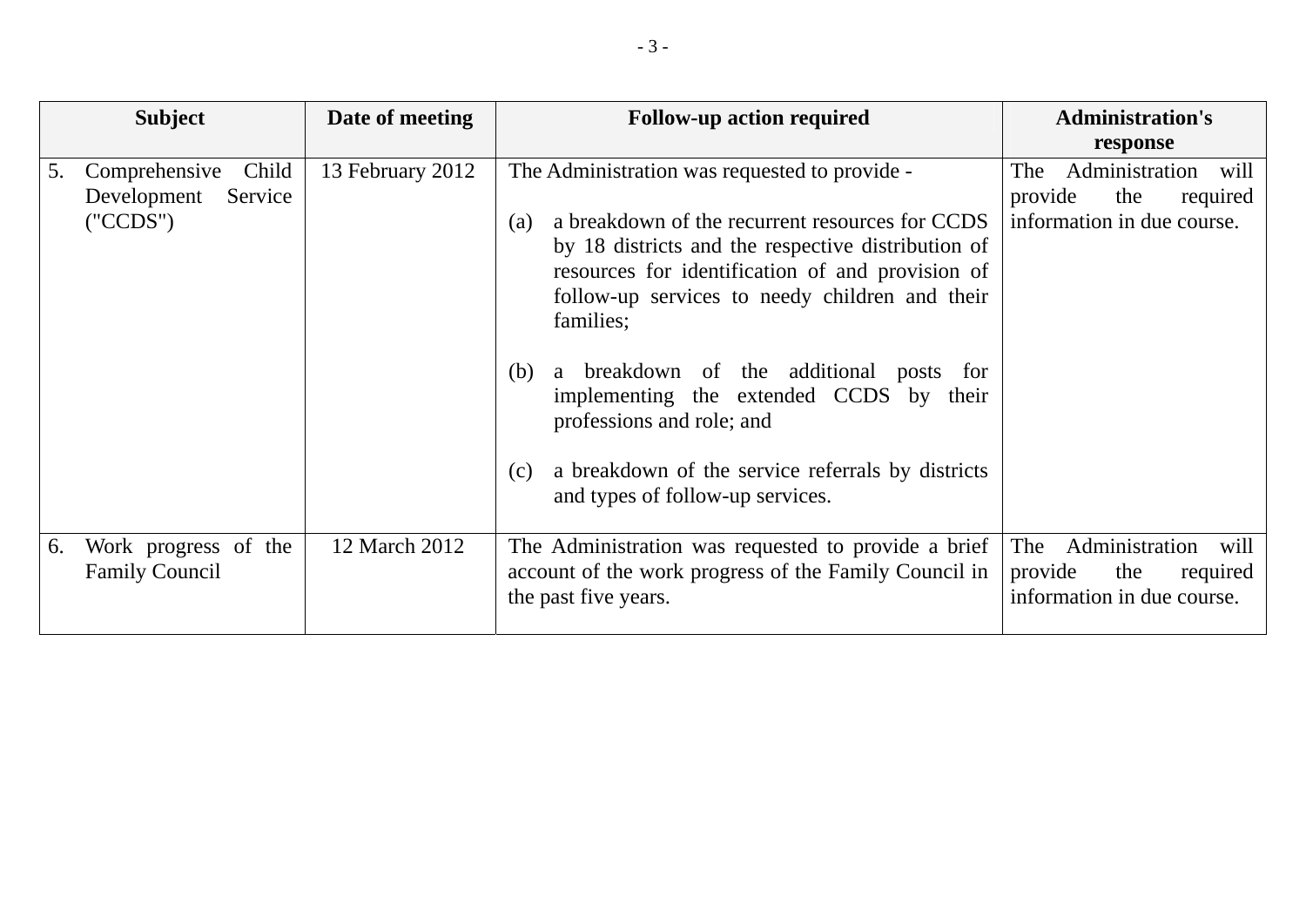| Subject | Date of meeting | Follow-up action required | Administration's response |
|---|---|---|---|
| 5. Comprehensive Child Development Service ("CCDS") | 13 February 2012 | The Administration was requested to provide - <br><br> (a) a breakdown of the recurrent resources for CCDS by 18 districts and the respective distribution of resources for identification of and provision of follow-up services to needy children and their families; <br><br> (b) a breakdown of the additional posts for implementing the extended CCDS by their professions and role; and <br><br> (c) a breakdown of the service referrals by districts and types of follow-up services. | The Administration will provide the required information in due course. |
| 6. Work progress of the Family Council | 12 March 2012 | The Administration was requested to provide a brief account of the work progress of the Family Council in the past five years. | The Administration will provide the required information in due course. |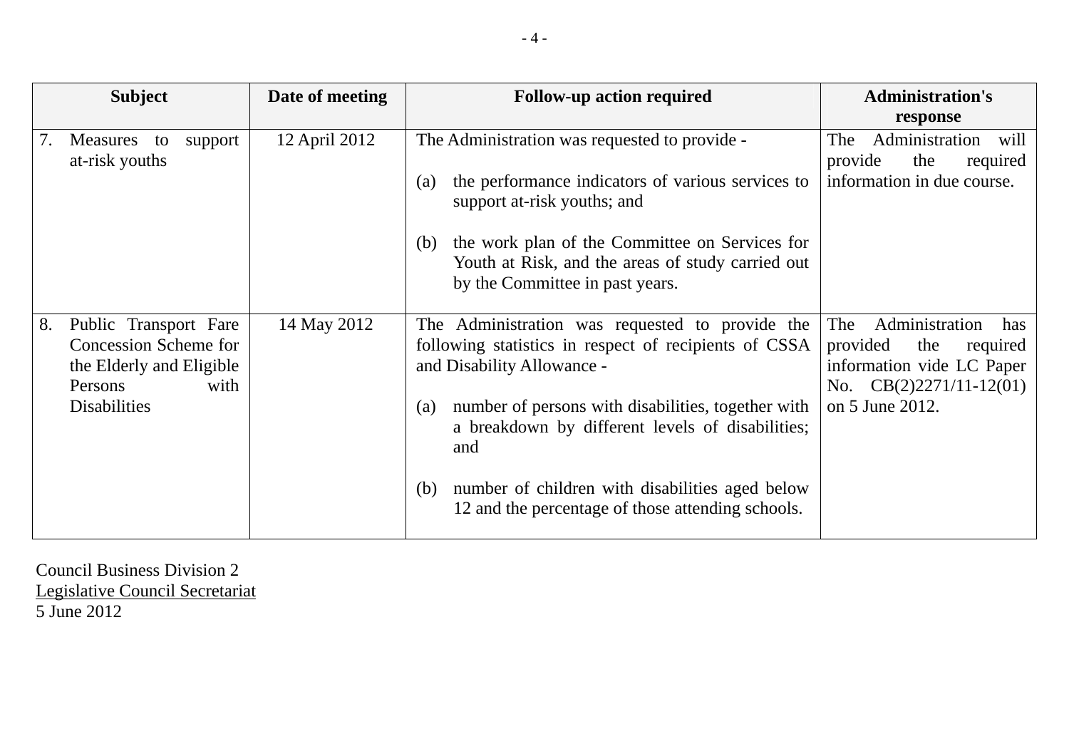| Subject | Date of meeting | Follow-up action required | Administration's response |
|---|---|---|---|
| 7. Measures to support at-risk youths | 12 April 2012 | The Administration was requested to provide -<br><br>(a) the performance indicators of various services to support at-risk youths; and<br><br>(b) the work plan of the Committee on Services for Youth at Risk, and the areas of study carried out by the Committee in past years. | The Administration will provide the required information in due course. |
| 8. Public Transport Fare Concession Scheme for the Elderly and Eligible Persons with Disabilities | 14 May 2012 | The Administration was requested to provide the following statistics in respect of recipients of CSSA and Disability Allowance -<br><br>(a) number of persons with disabilities, together with a breakdown by different levels of disabilities; and<br><br>(b) number of children with disabilities aged below 12 and the percentage of those attending schools. | The Administration has provided the required information vide LC Paper No. CB(2)2271/11-12(01) on 5 June 2012. |

Council Business Division 2
Legislative Council Secretariat
5 June 2012